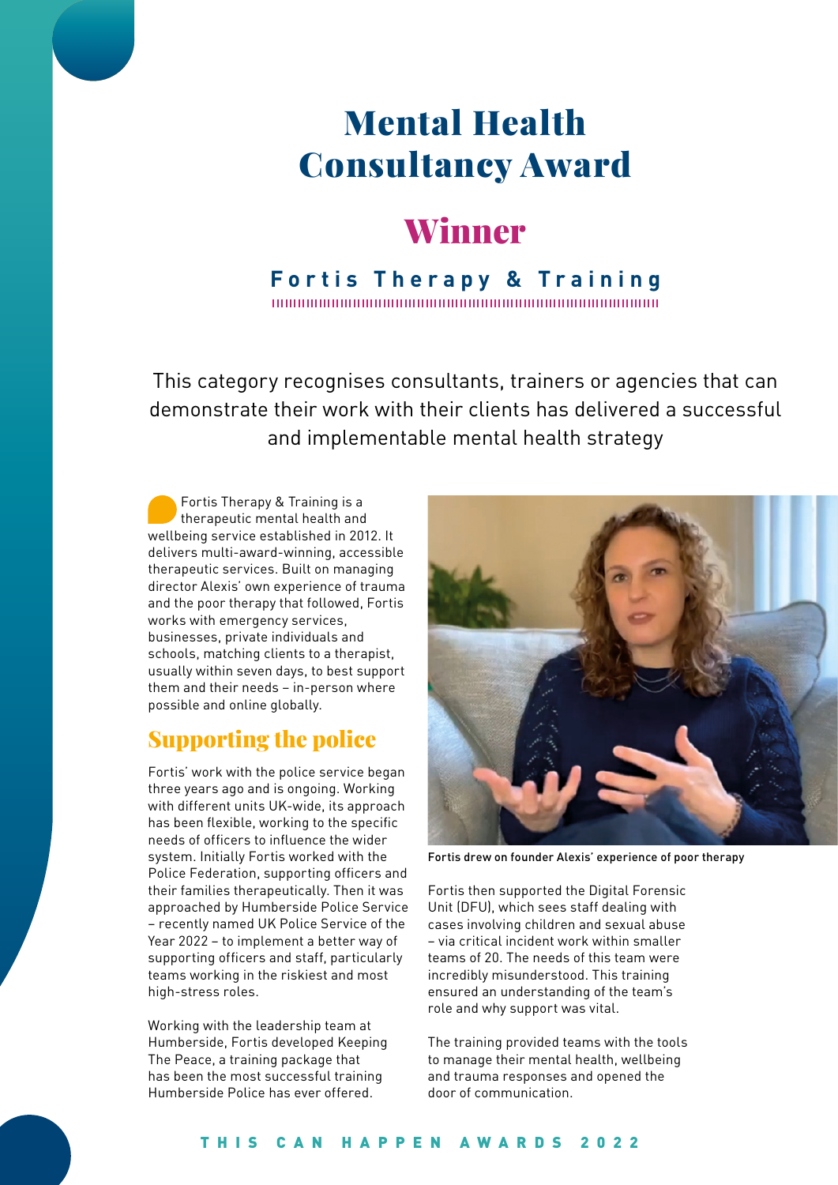# Mental Health Consultancy Award

## Winner

### Fortis Therapy & Training

This category recognises consultants, trainers or agencies that can demonstrate their work with their clients has delivered a successful and implementable mental health strategy

Fortis Therapy & Training is a therapeutic mental health and wellbeing service established in 2012. It delivers multi-award-winning, accessible therapeutic services. Built on managing director Alexis' own experience of trauma and the poor therapy that followed, Fortis works with emergency services, businesses, private individuals and schools, matching clients to a therapist, usually within seven days, to best support them and their needs – in-person where possible and online globally.

## Supporting the police

Fortis' work with the police service began three years ago and is ongoing. Working with different units UK-wide, its approach has been flexible, working to the specific needs of officers to influence the wider system. Initially Fortis worked with the Police Federation, supporting officers and their families therapeutically. Then it was approached by Humberside Police Service – recently named UK Police Service of the Year 2022 – to implement a better way of supporting officers and staff, particularly teams working in the riskiest and most high-stress roles.

Working with the leadership team at Humberside, Fortis developed Keeping The Peace, a training package that has been the most successful training Humberside Police has ever offered.

Fortis drew on founder Alexis' experience of poor therapy

Fortis then supported the Digital Forensic Unit (DFU), which sees staff dealing with cases involving children and sexual abuse – via critical incident work within smaller teams of 20. The needs of this team were incredibly misunderstood. This training ensured an understanding of the team's role and why support was vital.

The training provided teams with the tools to manage their mental health, wellbeing and trauma responses and opened the door of communication.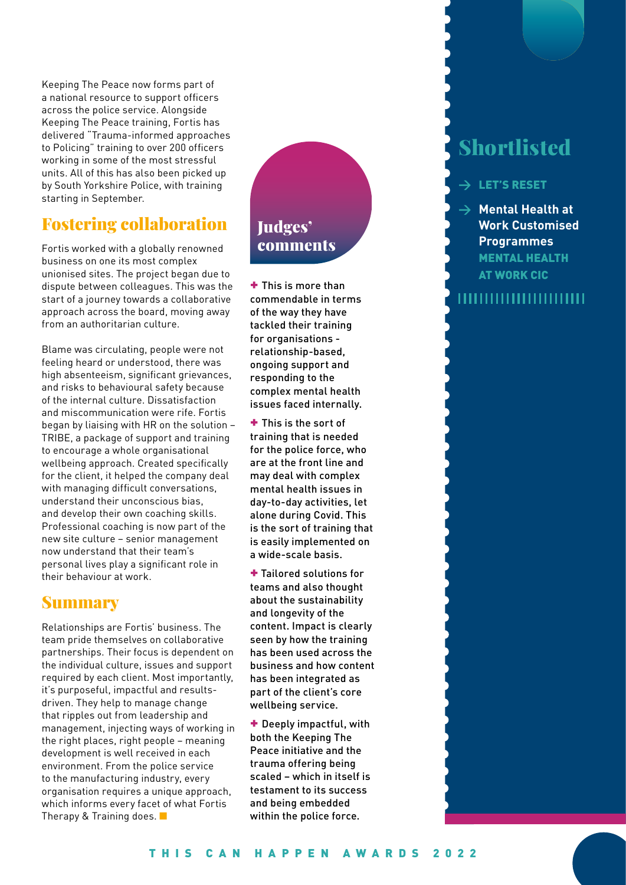Keeping The Peace now forms part of a national resource to support officers across the police service. Alongside Keeping The Peace training, Fortis has delivered "Trauma-informed approaches to Policing" training to over 200 officers working in some of the most stressful units. All of this has also been picked up by South Yorkshire Police, with training starting in September.

## Fostering collaboration

Fortis worked with a globally renowned business on one its most complex unionised sites. The project began due to dispute between colleagues. This was the start of a journey towards a collaborative approach across the board, moving away from an authoritarian culture.

Blame was circulating, people were not feeling heard or understood, there was high absenteeism, significant grievances, and risks to behavioural safety because of the internal culture. Dissatisfaction and miscommunication were rife. Fortis began by liaising with HR on the solution – TRIBE, a package of support and training to encourage a whole organisational wellbeing approach. Created specifically for the client, it helped the company deal with managing difficult conversations, understand their unconscious bias, and develop their own coaching skills. Professional coaching is now part of the new site culture – senior management now understand that their team's personal lives play a significant role in their behaviour at work.

## Summary

Relationships are Fortis' business. The team pride themselves on collaborative partnerships. Their focus is dependent on the individual culture, issues and support required by each client. Most importantly, it's purposeful, impactful and results-driven. They help to manage change that ripples out from leadership and management, injecting ways of working in the right places, right people – meaning development is well received in each environment. From the police service to the manufacturing industry, every organisation requires a unique approach, which informs every facet of what Fortis Therapy & Training does.

## Judges' comments

- This is more than commendable in terms of the way they have tackled their training for organisations - relationship-based, ongoing support and responding to the complex mental health issues faced internally.
- This is the sort of training that is needed for the police force, who are at the front line and may deal with complex mental health issues in day-to-day activities, let alone during Covid. This is the sort of training that is easily implemented on a wide-scale basis.
- Tailored solutions for teams and also thought about the sustainability and longevity of the content. Impact is clearly seen by how the training has been used across the business and how content has been integrated as part of the client's core wellbeing service.
- Deeply impactful, with both the Keeping The Peace initiative and the trauma offering being scaled – which in itself is testament to its success and being embedded within the police force.

## Shortlisted

→ **LET'S RESET**

→ **Mental Health at Work Customised Programmes**
**MENTAL HEALTH AT WORK CIC**